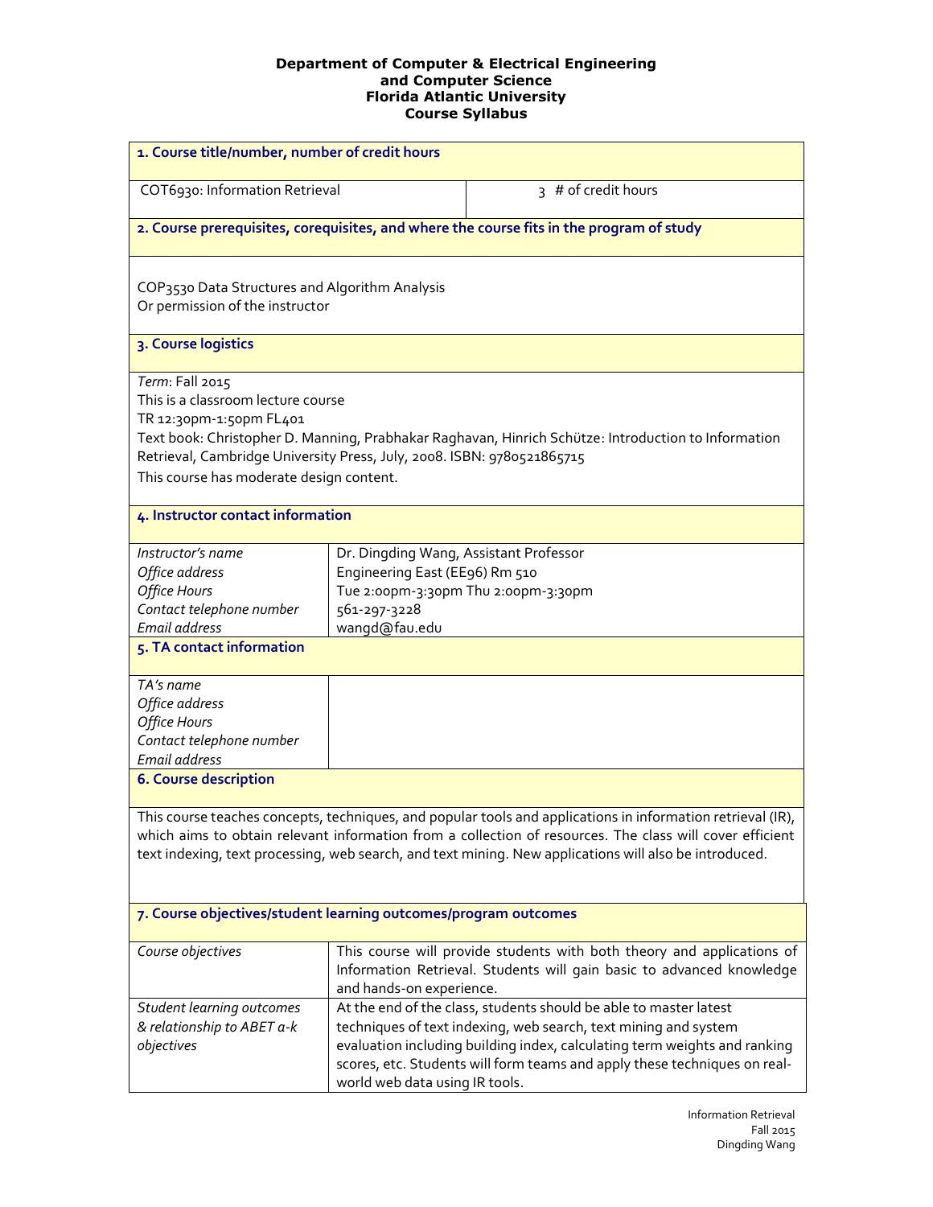**Department of Computer & Electrical Engineering and Computer Science**
**Florida Atlantic University**
**Course Syllabus**

## 1. Course title/number, number of credit hours

| COT6930: Information Retrieval | 3 # of credit hours |
|---|---|

## 2. Course prerequisites, corequisites, and where the course fits in the program of study

COP3530 Data Structures and Algorithm Analysis
Or permission of the instructor

## 3. Course logistics

*Term*: Fall 2015
This is a classroom lecture course
TR 12:30pm-1:50pm FL401
Text book: Christopher D. Manning, Prabhakar Raghavan, Hinrich Schütze: Introduction to Information Retrieval, Cambridge University Press, July, 2008. ISBN: 9780521865715
This course has moderate design content.

## 4. Instructor contact information

| | |
|---|---|
| *Instructor's name* | Dr. Dingding Wang, Assistant Professor |
| *Office address* | Engineering East (EE96) Rm 510 |
| *Office Hours* | Tue 2:00pm-3:30pm Thu 2:00pm-3:30pm |
| *Contact telephone number* | 561-297-3228 |
| *Email address* | wangd@fau.edu |

## 5. TA contact information

| | |
|---|---|
| *TA's name* | |
| *Office address* | |
| *Office Hours* | |
| *Contact telephone number* | |
| *Email address* | |

## 6. Course description

This course teaches concepts, techniques, and popular tools and applications in information retrieval (IR), which aims to obtain relevant information from a collection of resources. The class will cover efficient text indexing, text processing, web search, and text mining. New applications will also be introduced.

## 7. Course objectives/student learning outcomes/program outcomes

| | |
|---|---|
| *Course objectives* | This course will provide students with both theory and applications of Information Retrieval. Students will gain basic to advanced knowledge and hands-on experience. |
| *Student learning outcomes & relationship to ABET a-k objectives* | At the end of the class, students should be able to master latest techniques of text indexing, web search, text mining and system evaluation including building index, calculating term weights and ranking scores, etc. Students will form teams and apply these techniques on real-world web data using IR tools. |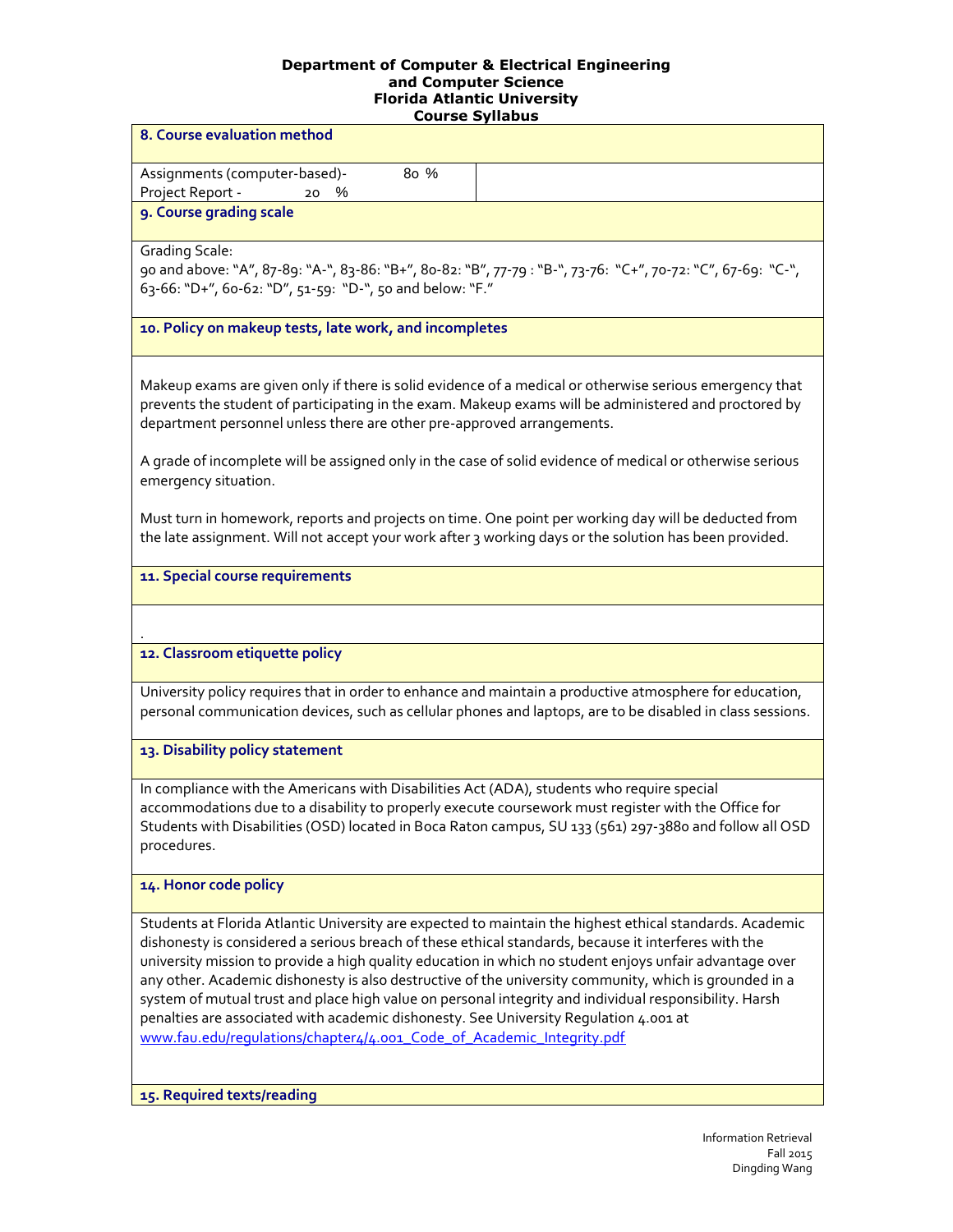**Department of Computer & Electrical Engineering and Computer Science**
**Florida Atlantic University**
**Course Syllabus**

## 8. Course evaluation method

Assignments (computer-based)- 80 %
Project Report - 20 %

## 9. Course grading scale

Grading Scale:
90 and above: "A", 87-89: "A-", 83-86: "B+", 80-82: "B", 77-79 : "B-", 73-76: "C+", 70-72: "C", 67-69: "C-", 63-66: "D+", 60-62: "D", 51-59: "D-", 50 and below: "F."

## 10. Policy on makeup tests, late work, and incompletes

Makeup exams are given only if there is solid evidence of a medical or otherwise serious emergency that prevents the student of participating in the exam. Makeup exams will be administered and proctored by department personnel unless there are other pre-approved arrangements.

A grade of incomplete will be assigned only in the case of solid evidence of medical or otherwise serious emergency situation.

Must turn in homework, reports and projects on time. One point per working day will be deducted from the late assignment. Will not accept your work after 3 working days or the solution has been provided.

## 11. Special course requirements

.

## 12. Classroom etiquette policy

University policy requires that in order to enhance and maintain a productive atmosphere for education, personal communication devices, such as cellular phones and laptops, are to be disabled in class sessions.

## 13. Disability policy statement

In compliance with the Americans with Disabilities Act (ADA), students who require special accommodations due to a disability to properly execute coursework must register with the Office for Students with Disabilities (OSD) located in Boca Raton campus, SU 133 (561) 297-3880 and follow all OSD procedures.

## 14. Honor code policy

Students at Florida Atlantic University are expected to maintain the highest ethical standards. Academic dishonesty is considered a serious breach of these ethical standards, because it interferes with the university mission to provide a high quality education in which no student enjoys unfair advantage over any other. Academic dishonesty is also destructive of the university community, which is grounded in a system of mutual trust and place high value on personal integrity and individual responsibility. Harsh penalties are associated with academic dishonesty. See University Regulation 4.001 at [www.fau.edu/regulations/chapter4/4.001_Code_of_Academic_Integrity.pdf](www.fau.edu/regulations/chapter4/4.001_Code_of_Academic_Integrity.pdf)

## 15. Required texts/reading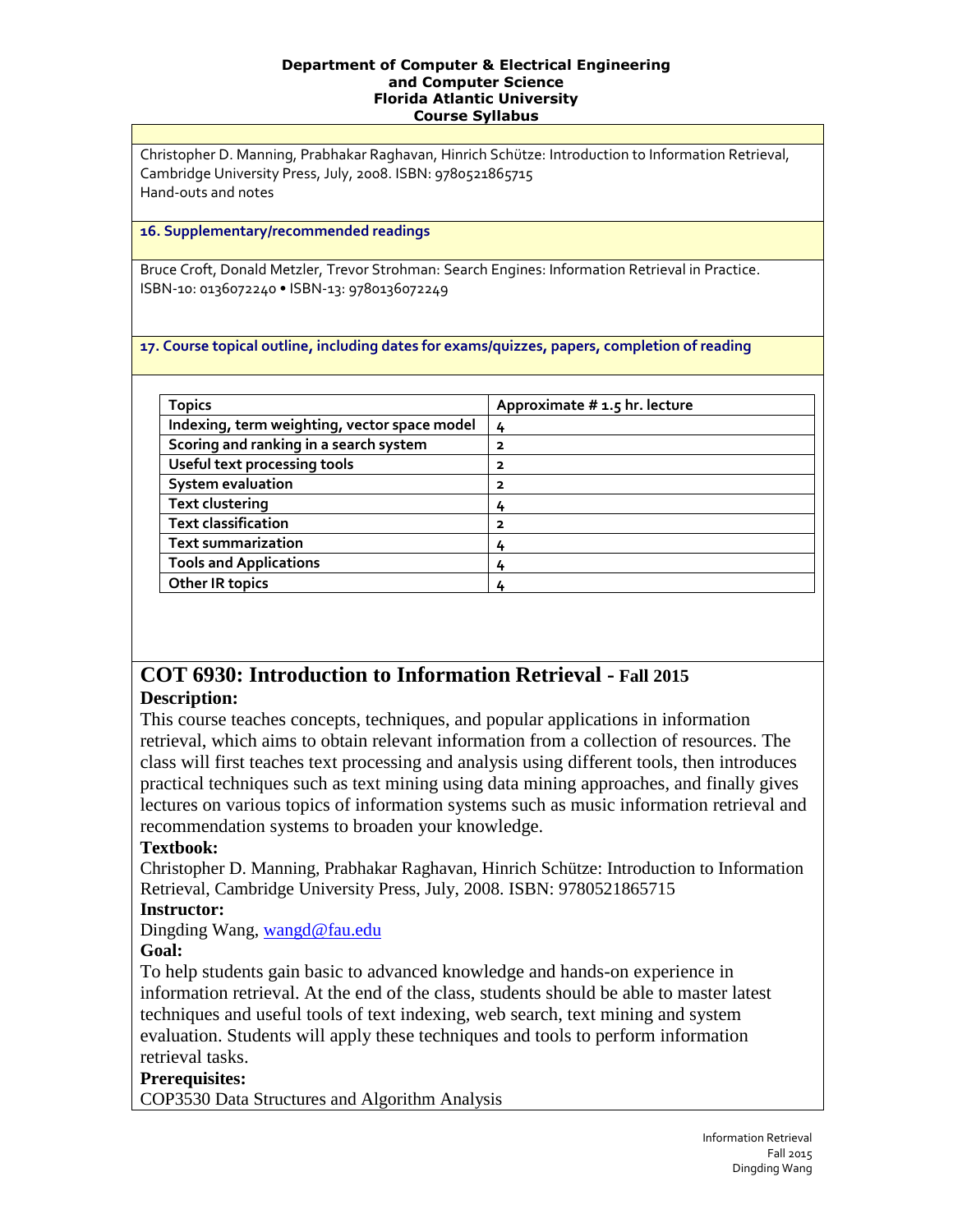**Department of Computer & Electrical Engineering and Computer Science**
**Florida Atlantic University**
**Course Syllabus**

Christopher D. Manning, Prabhakar Raghavan, Hinrich Schütze: Introduction to Information Retrieval, Cambridge University Press, July, 2008. ISBN: 9780521865715
Hand-outs and notes

**16. Supplementary/recommended readings**

Bruce Croft, Donald Metzler, Trevor Strohman: Search Engines: Information Retrieval in Practice. ISBN-10: 0136072240 • ISBN-13: 9780136072249

**17. Course topical outline, including dates for exams/quizzes, papers, completion of reading**

| Topics | Approximate # 1.5 hr. lecture |
|---|---|
| Indexing, term weighting, vector space model | 4 |
| Scoring and ranking in a search system | 2 |
| Useful text processing tools | 2 |
| System evaluation | 2 |
| Text clustering | 4 |
| Text classification | 2 |
| Text summarization | 4 |
| Tools and Applications | 4 |
| Other IR topics | 4 |

## COT 6930: Introduction to Information Retrieval - Fall 2015

**Description:**

This course teaches concepts, techniques, and popular applications in information retrieval, which aims to obtain relevant information from a collection of resources. The class will first teaches text processing and analysis using different tools, then introduces practical techniques such as text mining using data mining approaches, and finally gives lectures on various topics of information systems such as music information retrieval and recommendation systems to broaden your knowledge.

**Textbook:**

Christopher D. Manning, Prabhakar Raghavan, Hinrich Schütze: Introduction to Information Retrieval, Cambridge University Press, July, 2008. ISBN: 9780521865715

**Instructor:**

Dingding Wang, wangd@fau.edu

**Goal:**

To help students gain basic to advanced knowledge and hands-on experience in information retrieval. At the end of the class, students should be able to master latest techniques and useful tools of text indexing, web search, text mining and system evaluation. Students will apply these techniques and tools to perform information retrieval tasks.

**Prerequisites:**

COP3530 Data Structures and Algorithm Analysis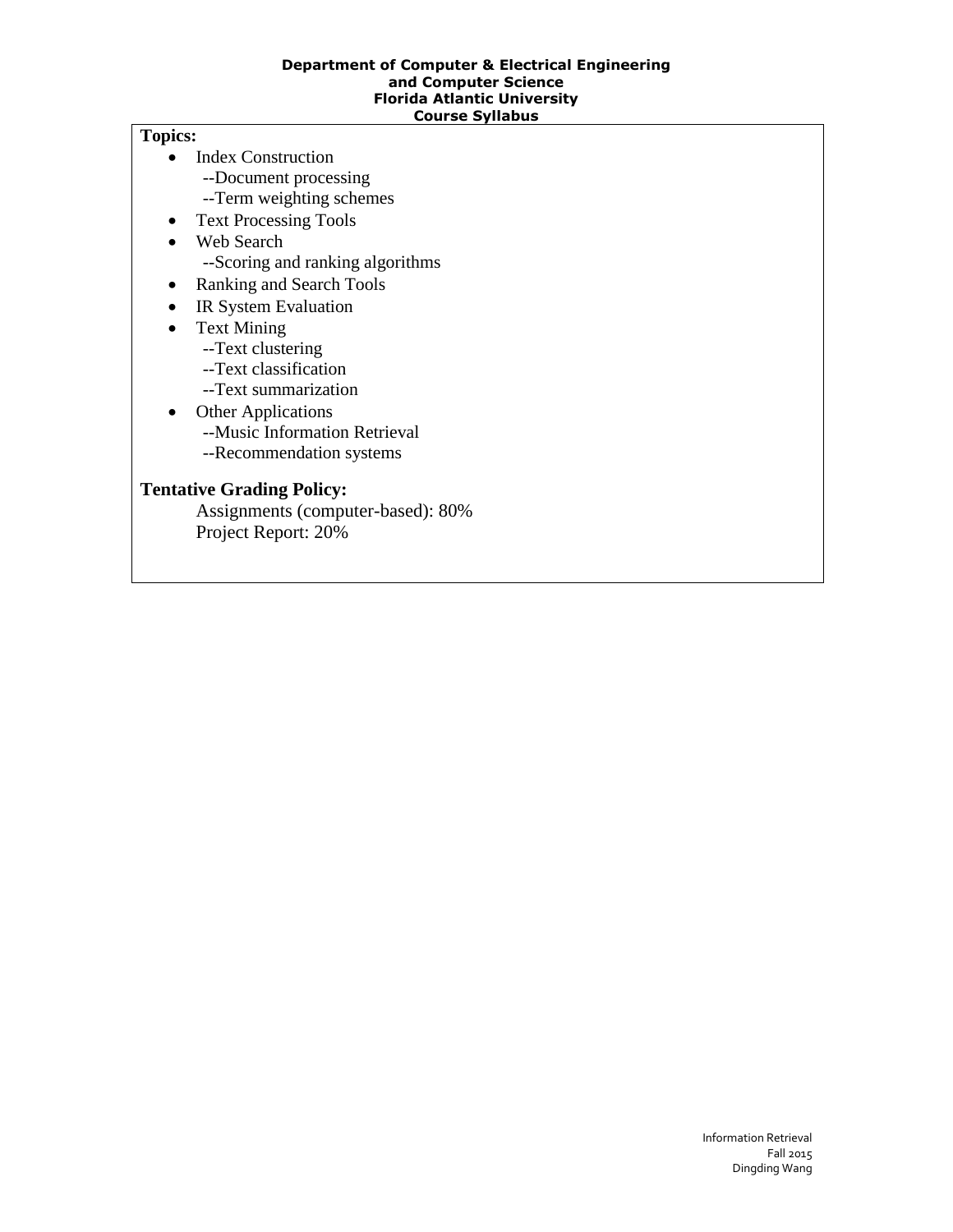**Topics:**

- Index Construction
  - --Document processing
  - --Term weighting schemes
- Text Processing Tools
- Web Search
  - --Scoring and ranking algorithms
- Ranking and Search Tools
- IR System Evaluation
- Text Mining
  - --Text clustering
  - --Text classification
  - --Text summarization
- Other Applications
  - --Music Information Retrieval
  - --Recommendation systems

## Tentative Grading Policy:

Assignments (computer-based): 80%

Project Report: 20%